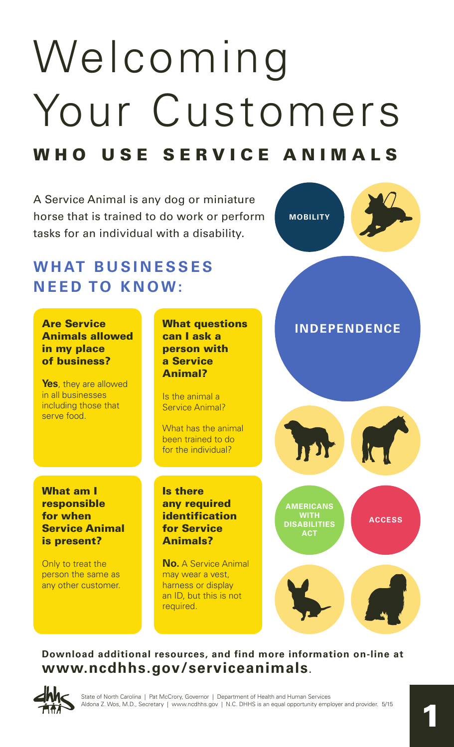# Welcoming Your Customers

## WHO USE SERVICE ANIMALS

A Service Animal is any dog or miniature horse that is trained to do work or perform tasks for an individual with a disability.

MOBILITY

INDEPENDENCE

AMERICANS WITH DISABILITIES ACT

ACCESS

## WHAT BUSINESSES NEED TO KNOW:

### Are Service Animals allowed in my place of business?

**Yes**, they are allowed in all businesses including those that serve food.

### What questions can I ask a person with a Service Animal?

Is the animal a Service Animal?

What has the animal been trained to do for the individual?

### What am I responsible for when Service Animal is present?

Only to treat the person the same as any other customer.

### Is there any required identification for Service Animals?

**No.** A Service Animal may wear a vest, harness or display an ID, but this is not required.

**Download additional resources, and find more information on-line at www.ncdhhs.gov/serviceanimals.**

State of North Carolina | Pat McCrory, Governor | Department of Health and Human Services
Aldona Z. Wos, M.D., Secretary | www.ncdhhs.gov | N.C. DHHS is an equal opportunity employer and provider. 5/15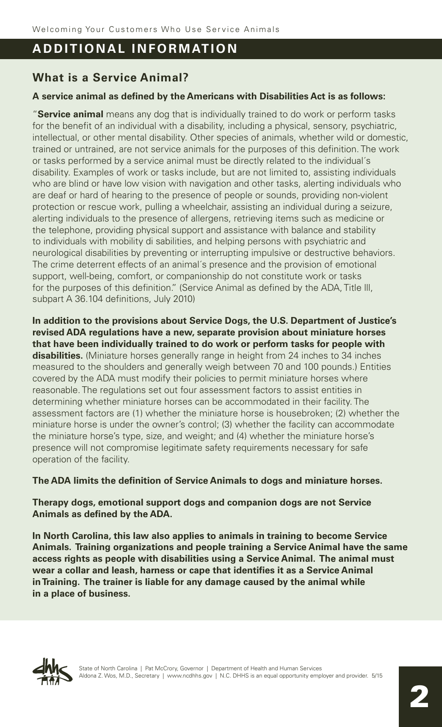## ADDITIONAL INFORMATION

### What is a Service Animal?

**A service animal as defined by the Americans with Disabilities Act is as follows:**

"**Service animal** means any dog that is individually trained to do work or perform tasks for the benefit of an individual with a disability, including a physical, sensory, psychiatric, intellectual, or other mental disability. Other species of animals, whether wild or domestic, trained or untrained, are not service animals for the purposes of this definition. The work or tasks performed by a service animal must be directly related to the individual´s disability. Examples of work or tasks include, but are not limited to, assisting individuals who are blind or have low vision with navigation and other tasks, alerting individuals who are deaf or hard of hearing to the presence of people or sounds, providing non-violent protection or rescue work, pulling a wheelchair, assisting an individual during a seizure, alerting individuals to the presence of allergens, retrieving items such as medicine or the telephone, providing physical support and assistance with balance and stability to individuals with mobility di sabilities, and helping persons with psychiatric and neurological disabilities by preventing or interrupting impulsive or destructive behaviors. The crime deterrent effects of an animal´s presence and the provision of emotional support, well-being, comfort, or companionship do not constitute work or tasks for the purposes of this definition." (Service Animal as defined by the ADA, Title lll, subpart A 36.104 definitions, July 2010)

**In addition to the provisions about Service Dogs, the U.S. Department of Justice's revised ADA regulations have a new, separate provision about miniature horses that have been individually trained to do work or perform tasks for people with disabilities.** (Miniature horses generally range in height from 24 inches to 34 inches measured to the shoulders and generally weigh between 70 and 100 pounds.) Entities covered by the ADA must modify their policies to permit miniature horses where reasonable. The regulations set out four assessment factors to assist entities in determining whether miniature horses can be accommodated in their facility. The assessment factors are (1) whether the miniature horse is housebroken; (2) whether the miniature horse is under the owner's control; (3) whether the facility can accommodate the miniature horse's type, size, and weight; and (4) whether the miniature horse's presence will not compromise legitimate safety requirements necessary for safe operation of the facility.

**The ADA limits the definition of Service Animals to dogs and miniature horses.**

**Therapy dogs, emotional support dogs and companion dogs are not Service Animals as defined by the ADA.**

**In North Carolina, this law also applies to animals in training to become Service Animals. Training organizations and people training a Service Animal have the same access rights as people with disabilities using a Service Animal. The animal must wear a collar and leash, harness or cape that identifies it as a Service Animal in Training. The trainer is liable for any damage caused by the animal while in a place of business.**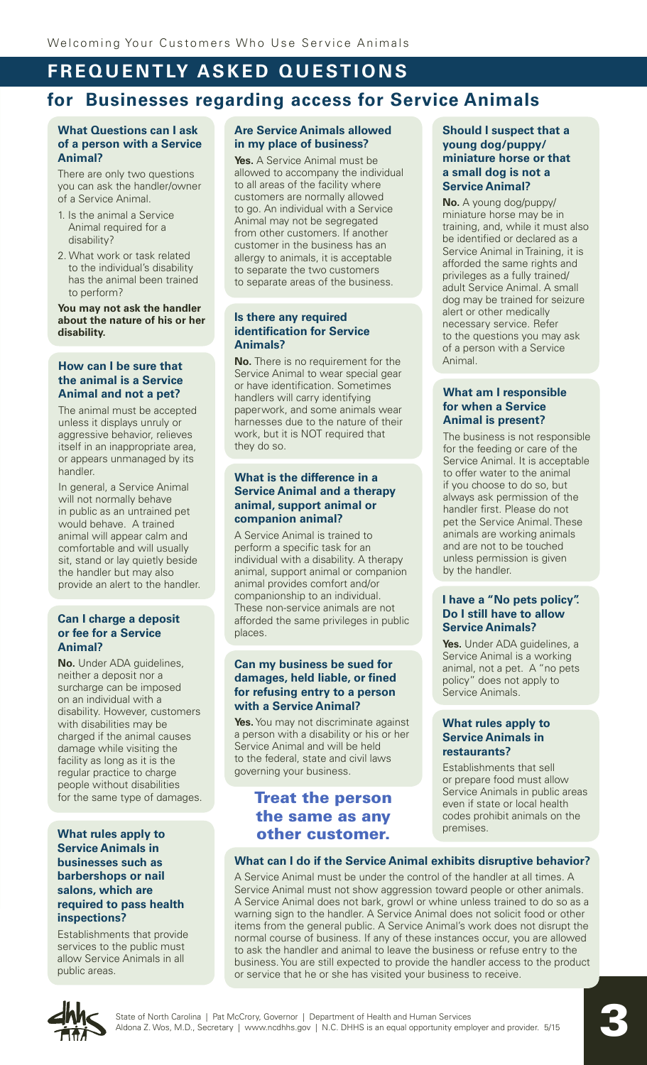Welcoming Your Customers Who Use Service Animals

# FREQUENTLY ASKED QUESTIONS

## for Businesses regarding access for Service Animals

### What Questions can I ask of a person with a Service Animal?

There are only two questions you can ask the handler/owner of a Service Animal.

1. Is the animal a Service Animal required for a disability?
2. What work or task related to the individual's disability has the animal been trained to perform?

**You may not ask the handler about the nature of his or her disability.**

### How can I be sure that the animal is a Service Animal and not a pet?

The animal must be accepted unless it displays unruly or aggressive behavior, relieves itself in an inappropriate area, or appears unmanaged by its handler.

In general, a Service Animal will not normally behave in public as an untrained pet would behave. A trained animal will appear calm and comfortable and will usually sit, stand or lay quietly beside the handler but may also provide an alert to the handler.

### Can I charge a deposit or fee for a Service Animal?

**No.** Under ADA guidelines, neither a deposit nor a surcharge can be imposed on an individual with a disability. However, customers with disabilities may be charged if the animal causes damage while visiting the facility as long as it is the regular practice to charge people without disabilities for the same type of damages.

### What rules apply to Service Animals in businesses such as barbershops or nail salons, which are required to pass health inspections?

Establishments that provide services to the public must allow Service Animals in all public areas.

### Are Service Animals allowed in my place of business?

**Yes.** A Service Animal must be allowed to accompany the individual to all areas of the facility where customers are normally allowed to go. An individual with a Service Animal may not be segregated from other customers. If another customer in the business has an allergy to animals, it is acceptable to separate the two customers to separate areas of the business.

### Is there any required identification for Service Animals?

**No.** There is no requirement for the Service Animal to wear special gear or have identification. Sometimes handlers will carry identifying paperwork, and some animals wear harnesses due to the nature of their work, but it is NOT required that they do so.

### What is the difference in a Service Animal and a therapy animal, support animal or companion animal?

A Service Animal is trained to perform a specific task for an individual with a disability. A therapy animal, support animal or companion animal provides comfort and/or companionship to an individual. These non-service animals are not afforded the same privileges in public places.

### Can my business be sued for damages, held liable, or fined for refusing entry to a person with a Service Animal?

**Yes.** You may not discriminate against a person with a disability or his or her Service Animal and will be held to the federal, state and civil laws governing your business.

**Treat the person the same as any other customer.**

### Should I suspect that a young dog/puppy/miniature horse or that a small dog is not a Service Animal?

**No.** A young dog/puppy/miniature horse may be in training, and, while it must also be identified or declared as a Service Animal in Training, it is afforded the same rights and privileges as a fully trained/adult Service Animal. A small dog may be trained for seizure alert or other medically necessary service. Refer to the questions you may ask of a person with a Service Animal.

### What am I responsible for when a Service Animal is present?

The business is not responsible for the feeding or care of the Service Animal. It is acceptable to offer water to the animal if you choose to do so, but always ask permission of the handler first. Please do not pet the Service Animal. These animals are working animals and are not to be touched unless permission is given by the handler.

### I have a "No pets policy". Do I still have to allow Service Animals?

**Yes.** Under ADA guidelines, a Service Animal is a working animal, not a pet. A "no pets policy" does not apply to Service Animals.

### What rules apply to Service Animals in restaurants?

Establishments that sell or prepare food must allow Service Animals in public areas even if state or local health codes prohibit animals on the premises.

### What can I do if the Service Animal exhibits disruptive behavior?

A Service Animal must be under the control of the handler at all times. A Service Animal must not show aggression toward people or other animals. A Service Animal does not bark, growl or whine unless trained to do so as a warning sign to the handler. A Service Animal does not solicit food or other items from the general public. A Service Animal's work does not disrupt the normal course of business. If any of these instances occur, you are allowed to ask the handler and animal to leave the business or refuse entry to the business. You are still expected to provide the handler access to the product or service that he or she has visited your business to receive.

State of North Carolina | Pat McCrory, Governor | Department of Health and Human Services
Aldona Z. Wos, M.D., Secretary | www.ncdhhs.gov | N.C. DHHS is an equal opportunity employer and provider. 5/15